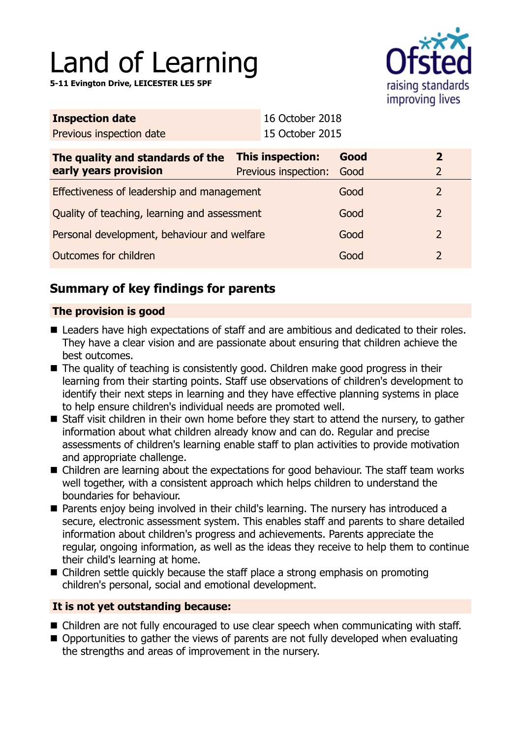# Land of Learning

**5-11 Evington Drive, LEICESTER LE5 5PF**

| **Inspection date** | 16 October 2018 |
|---|---|
| Previous inspection date | 15 October 2015 |

| **The quality and standards of the early years provision** | **This inspection:** | **Good** | **2** |
|---|---|---|---|
| | Previous inspection: | Good | 2 |
| Effectiveness of leadership and management | | Good | 2 |
| Quality of teaching, learning and assessment | | Good | 2 |
| Personal development, behaviour and welfare | | Good | 2 |
| Outcomes for children | | Good | 2 |

## Summary of key findings for parents

**The provision is good**

- Leaders have high expectations of staff and are ambitious and dedicated to their roles. They have a clear vision and are passionate about ensuring that children achieve the best outcomes.
- The quality of teaching is consistently good. Children make good progress in their learning from their starting points. Staff use observations of children's development to identify their next steps in learning and they have effective planning systems in place to help ensure children's individual needs are promoted well.
- Staff visit children in their own home before they start to attend the nursery, to gather information about what children already know and can do. Regular and precise assessments of children's learning enable staff to plan activities to provide motivation and appropriate challenge.
- Children are learning about the expectations for good behaviour. The staff team works well together, with a consistent approach which helps children to understand the boundaries for behaviour.
- Parents enjoy being involved in their child's learning. The nursery has introduced a secure, electronic assessment system. This enables staff and parents to share detailed information about children's progress and achievements. Parents appreciate the regular, ongoing information, as well as the ideas they receive to help them to continue their child's learning at home.
- Children settle quickly because the staff place a strong emphasis on promoting children's personal, social and emotional development.

**It is not yet outstanding because:**

- Children are not fully encouraged to use clear speech when communicating with staff.
- Opportunities to gather the views of parents are not fully developed when evaluating the strengths and areas of improvement in the nursery.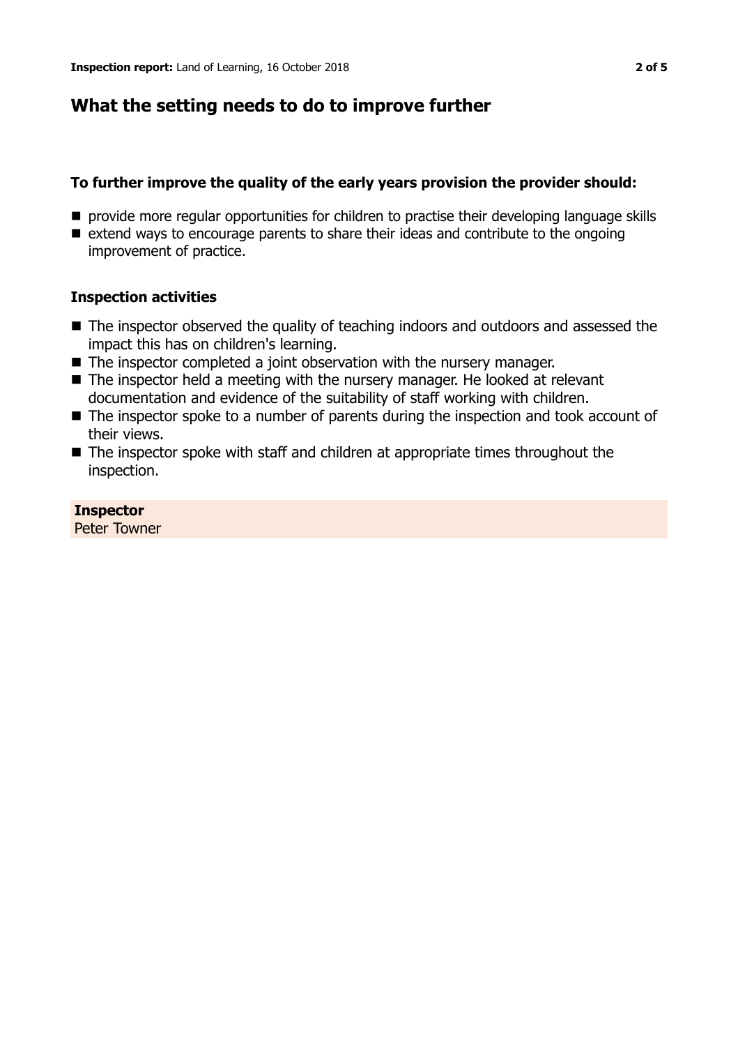## What the setting needs to do to improve further

### To further improve the quality of the early years provision the provider should:

- provide more regular opportunities for children to practise their developing language skills
- extend ways to encourage parents to share their ideas and contribute to the ongoing improvement of practice.

### Inspection activities

- The inspector observed the quality of teaching indoors and outdoors and assessed the impact this has on children's learning.
- The inspector completed a joint observation with the nursery manager.
- The inspector held a meeting with the nursery manager. He looked at relevant documentation and evidence of the suitability of staff working with children.
- The inspector spoke to a number of parents during the inspection and took account of their views.
- The inspector spoke with staff and children at appropriate times throughout the inspection.

**Inspector**
Peter Towner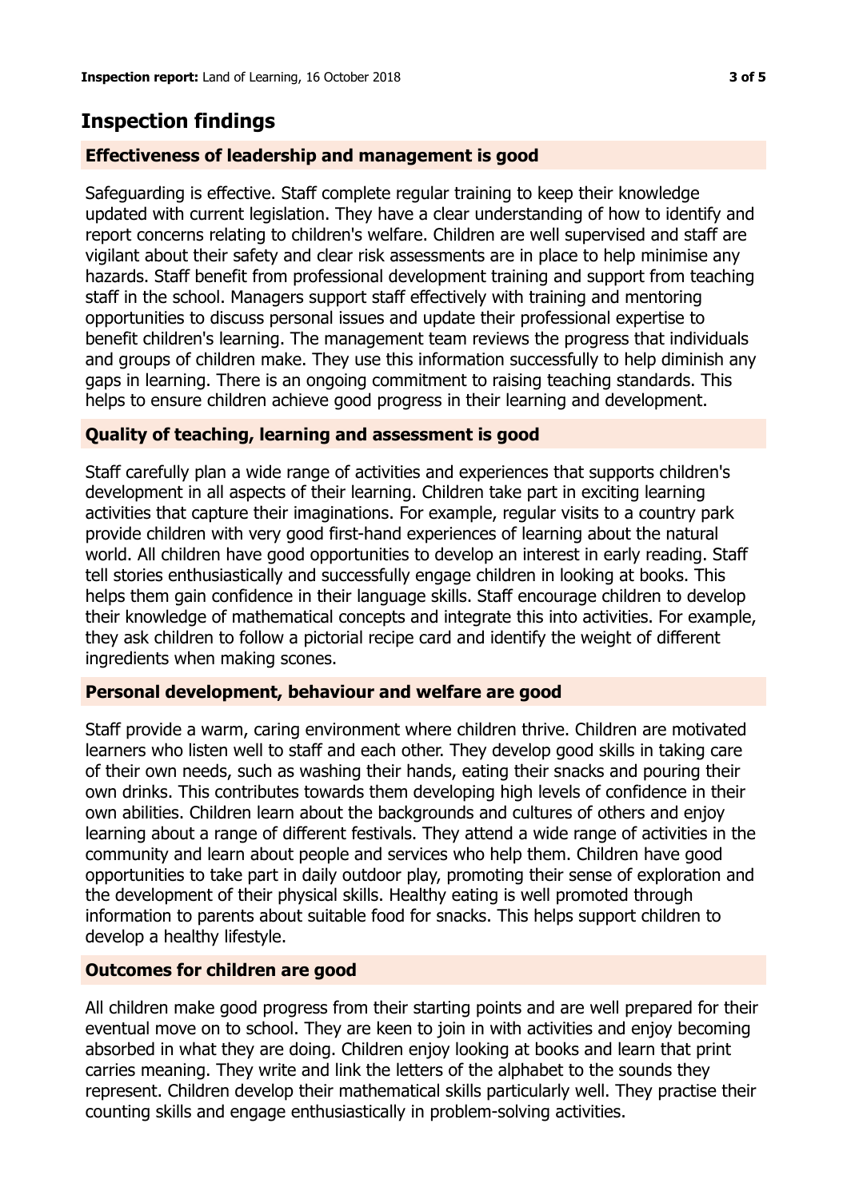## Inspection findings

### Effectiveness of leadership and management is good

Safeguarding is effective. Staff complete regular training to keep their knowledge updated with current legislation. They have a clear understanding of how to identify and report concerns relating to children's welfare. Children are well supervised and staff are vigilant about their safety and clear risk assessments are in place to help minimise any hazards. Staff benefit from professional development training and support from teaching staff in the school. Managers support staff effectively with training and mentoring opportunities to discuss personal issues and update their professional expertise to benefit children's learning. The management team reviews the progress that individuals and groups of children make. They use this information successfully to help diminish any gaps in learning. There is an ongoing commitment to raising teaching standards. This helps to ensure children achieve good progress in their learning and development.

### Quality of teaching, learning and assessment is good

Staff carefully plan a wide range of activities and experiences that supports children's development in all aspects of their learning. Children take part in exciting learning activities that capture their imaginations. For example, regular visits to a country park provide children with very good first-hand experiences of learning about the natural world. All children have good opportunities to develop an interest in early reading. Staff tell stories enthusiastically and successfully engage children in looking at books. This helps them gain confidence in their language skills. Staff encourage children to develop their knowledge of mathematical concepts and integrate this into activities. For example, they ask children to follow a pictorial recipe card and identify the weight of different ingredients when making scones.

### Personal development, behaviour and welfare are good

Staff provide a warm, caring environment where children thrive. Children are motivated learners who listen well to staff and each other. They develop good skills in taking care of their own needs, such as washing their hands, eating their snacks and pouring their own drinks. This contributes towards them developing high levels of confidence in their own abilities. Children learn about the backgrounds and cultures of others and enjoy learning about a range of different festivals. They attend a wide range of activities in the community and learn about people and services who help them. Children have good opportunities to take part in daily outdoor play, promoting their sense of exploration and the development of their physical skills. Healthy eating is well promoted through information to parents about suitable food for snacks. This helps support children to develop a healthy lifestyle.

### Outcomes for children are good

All children make good progress from their starting points and are well prepared for their eventual move on to school. They are keen to join in with activities and enjoy becoming absorbed in what they are doing. Children enjoy looking at books and learn that print carries meaning. They write and link the letters of the alphabet to the sounds they represent. Children develop their mathematical skills particularly well. They practise their counting skills and engage enthusiastically in problem-solving activities.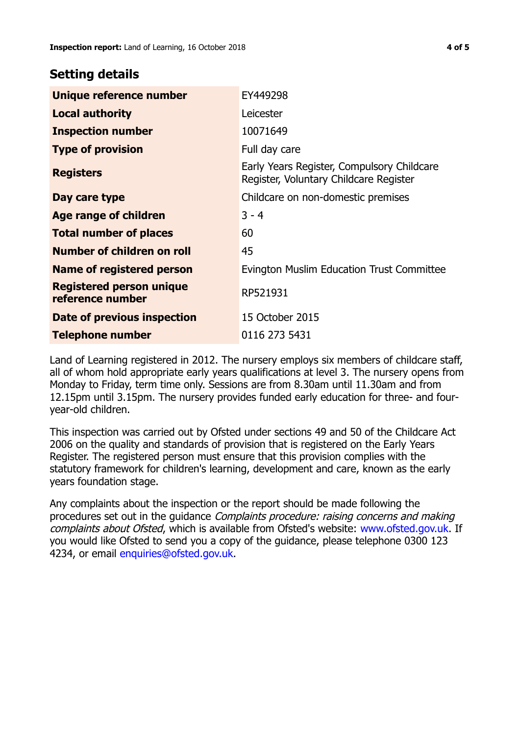## Setting details

| | |
|---|---|
| **Unique reference number** | EY449298 |
| **Local authority** | Leicester |
| **Inspection number** | 10071649 |
| **Type of provision** | Full day care |
| **Registers** | Early Years Register, Compulsory Childcare Register, Voluntary Childcare Register |
| **Day care type** | Childcare on non-domestic premises |
| **Age range of children** | 3 - 4 |
| **Total number of places** | 60 |
| **Number of children on roll** | 45 |
| **Name of registered person** | Evington Muslim Education Trust Committee |
| **Registered person unique reference number** | RP521931 |
| **Date of previous inspection** | 15 October 2015 |
| **Telephone number** | 0116 273 5431 |

Land of Learning registered in 2012. The nursery employs six members of childcare staff, all of whom hold appropriate early years qualifications at level 3. The nursery opens from Monday to Friday, term time only. Sessions are from 8.30am until 11.30am and from 12.15pm until 3.15pm. The nursery provides funded early education for three- and four-year-old children.

This inspection was carried out by Ofsted under sections 49 and 50 of the Childcare Act 2006 on the quality and standards of provision that is registered on the Early Years Register. The registered person must ensure that this provision complies with the statutory framework for children's learning, development and care, known as the early years foundation stage.

Any complaints about the inspection or the report should be made following the procedures set out in the guidance *Complaints procedure: raising concerns and making complaints about Ofsted*, which is available from Ofsted's website: www.ofsted.gov.uk. If you would like Ofsted to send you a copy of the guidance, please telephone 0300 123 4234, or email enquiries@ofsted.gov.uk.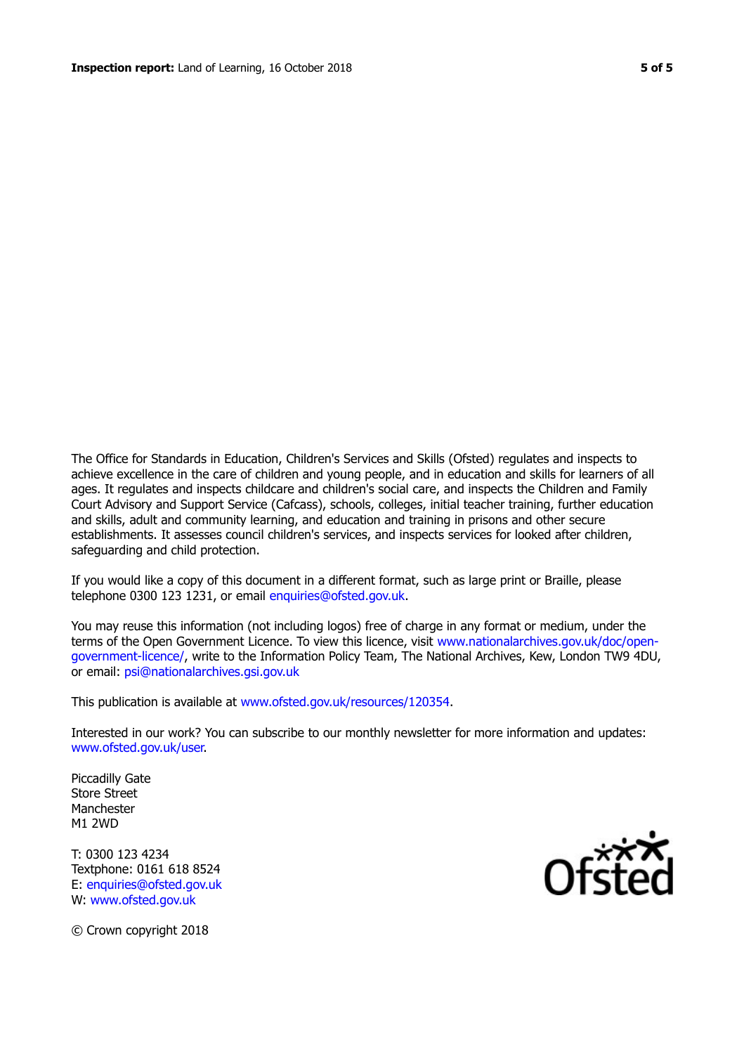The Office for Standards in Education, Children's Services and Skills (Ofsted) regulates and inspects to achieve excellence in the care of children and young people, and in education and skills for learners of all ages. It regulates and inspects childcare and children's social care, and inspects the Children and Family Court Advisory and Support Service (Cafcass), schools, colleges, initial teacher training, further education and skills, adult and community learning, and education and training in prisons and other secure establishments. It assesses council children's services, and inspects services for looked after children, safeguarding and child protection.

If you would like a copy of this document in a different format, such as large print or Braille, please telephone 0300 123 1231, or email enquiries@ofsted.gov.uk.

You may reuse this information (not including logos) free of charge in any format or medium, under the terms of the Open Government Licence. To view this licence, visit www.nationalarchives.gov.uk/doc/open-government-licence/, write to the Information Policy Team, The National Archives, Kew, London TW9 4DU, or email: psi@nationalarchives.gsi.gov.uk

This publication is available at www.ofsted.gov.uk/resources/120354.

Interested in our work? You can subscribe to our monthly newsletter for more information and updates: www.ofsted.gov.uk/user.

Piccadilly Gate
Store Street
Manchester
M1 2WD

T: 0300 123 4234
Textphone: 0161 618 8524
E: enquiries@ofsted.gov.uk
W: www.ofsted.gov.uk

© Crown copyright 2018